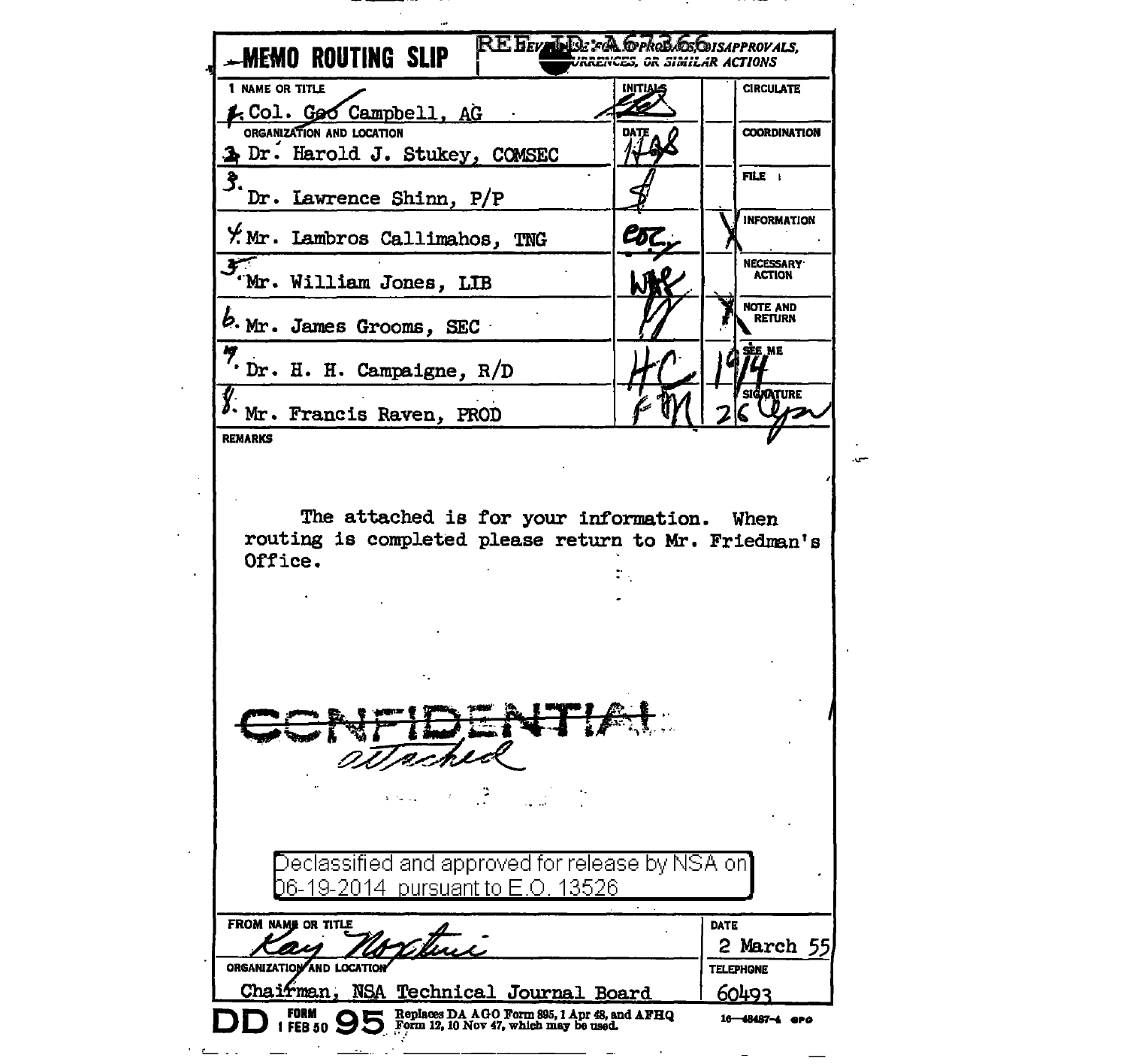# MEMO ROUTING SLIP

REF ID: A67366

FOR APPROVALS, DISAPPROVALS, CONCURRENCES, OR SIMILAR ACTIONS

| NAME OR TITLE / ORGANIZATION AND LOCATION | INITIALS / DATE | | |
|---|---|---|---|
| 1. Col. Geo Campbell, AG | | | CIRCULATE |
| 2. Dr. Harold J. Stukey, COMSEC | 1498 | | COORDINATION |
| 3. Dr. Lawrence Shinn, P/P | | | FILE |
| 4. Mr. Lambros Callimahos, TNG | LDC | X | INFORMATION |
| 5. Mr. William Jones, LIB | WJ | | NECESSARY ACTION |
| 6. Mr. James Grooms, SEC | | X | NOTE AND RETURN |
| 7. Dr. H. H. Campaigne, R/D | HC | 14 | SEE ME |
| 8. Mr. Francis Raven, PROD | FR | 26 | SIGNATURE |

**REMARKS**

The attached is for your information. When routing is completed please return to Mr. Friedman's Office.

~~CONFIDENTIAL~~
*attached*

Declassified and approved for release by NSA on 06-19-2014 pursuant to E.O. 13526

| FROM NAME OR TITLE | DATE |
|---|---|
| *Kay Nortime* | 2 March 55 |
| **ORGANIZATION AND LOCATION** | **TELEPHONE** |
| Chairman, NSA Technical Journal Board | 60493 |

DD FORM 1 FEB 50 95 Replaces DA AGO Form 895, 1 Apr 48, and AFHQ Form 12, 10 Nov 47, which may be used. 16—48487-4 GPO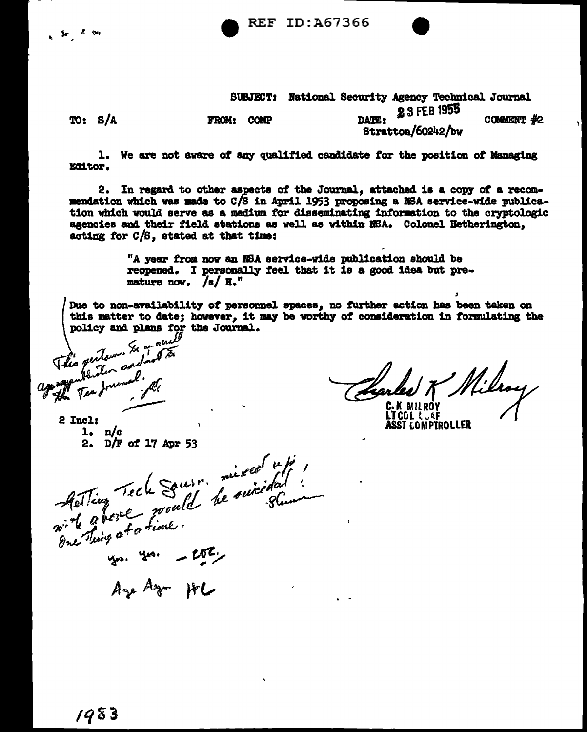REF ID:A67366

SUBJECT: National Security Agency Technical Journal

TO: S/A | FROM: COMP | DATE: 23 FEB 1955 | COMMENT #2

Stratton/60242/bw

1. We are not aware of any qualified candidate for the position of Managing Editor.

2. In regard to other aspects of the Journal, attached is a copy of a recommendation which was made to C/S in April 1953 proposing a NSA service-wide publication which would serve as a medium for disseminating information to the cryptologic agencies and their field stations as well as within NSA. Colonel Hetherington, acting for C/S, stated at that time:

> "A year from now an NSA service-wide publication should be reopened. I personally feel that it is a good idea but premature now. /s/ H."

Due to non-availability of personnel spaces, no further action has been taken on this matter to date; however, it may be worthy of consideration in formulating the policy and plans for the Journal.

This pertains to an overall agency publication and not to the Tech Journal. - JC

Charles K Milroy
C.K MILROY
LT COL USAF
ASST COMPTROLLER

2 Incl:
1. n/c
2. D/F of 17 Apr 53

Getting Tech Journ. mixed up with above would be suicidal! One thing at a time. - Glenn

yes. yes. - ETC.

Aye Aye HC

1953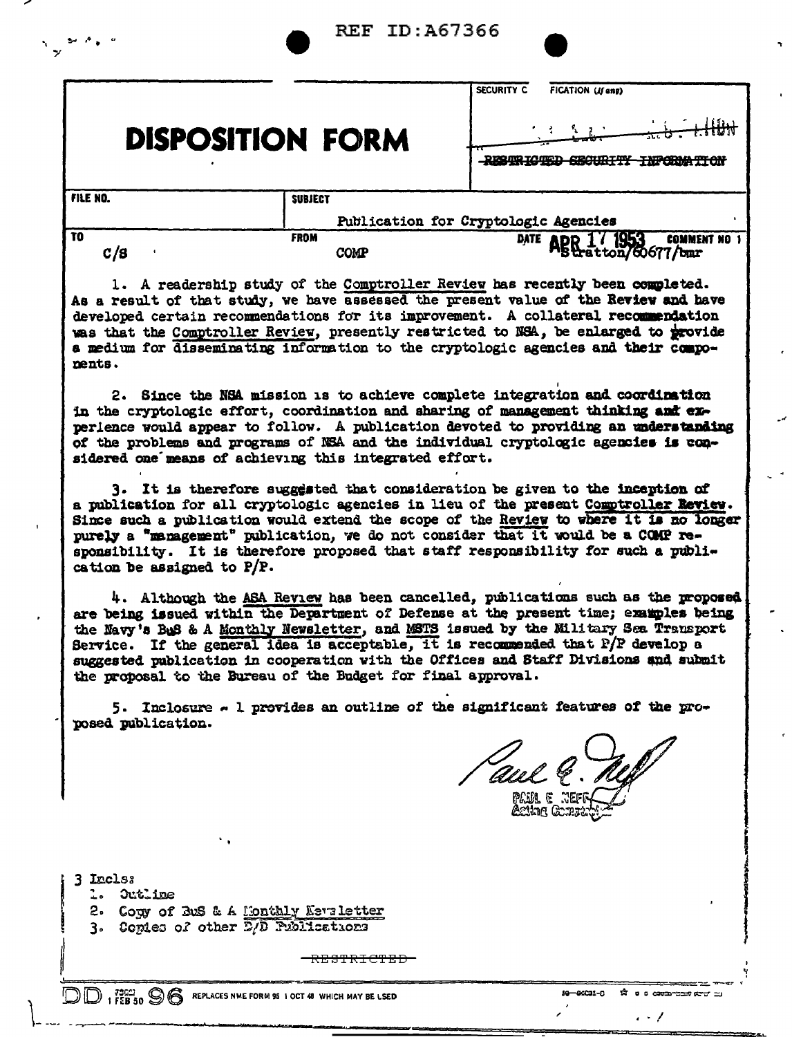REF ID:A67366

# DISPOSITION FORM

SECURITY CLASSIFICATION (if any)

~~RESTRICTED SECURITY INFORMATION~~

| FILE NO. | SUBJECT | |
|---|---|---|
| | Publication for Cryptologic Agencies | |
| TO C/S | FROM COMP | DATE APR 17 1953 COMMENT NO 1 Stratton/60677/bmr |

1. A readership study of the Comptroller Review has recently been completed. As a result of that study, we have assessed the present value of the Review and have developed certain recommendations for its improvement. A collateral recommendation was that the Comptroller Review, presently restricted to NSA, be enlarged to provide a medium for disseminating information to the cryptologic agencies and their components.

2. Since the NSA mission is to achieve complete integration and coordination in the cryptologic effort, coordination and sharing of management thinking and experience would appear to follow. A publication devoted to providing an understanding of the problems and programs of NSA and the individual cryptologic agencies is considered one means of achieving this integrated effort.

3. It is therefore suggested that consideration be given to the inception of a publication for all cryptologic agencies in lieu of the present Comptroller Review. Since such a publication would extend the scope of the Review to where it is no longer purely a "management" publication, we do not consider that it would be a COMP responsibility. It is therefore proposed that staff responsibility for such a publication be assigned to P/P.

4. Although the ASA Review has been cancelled, publications such as the proposed are being issued within the Department of Defense at the present time; examples being the Navy's BuS & A Monthly Newsletter, and MSTS issued by the Military Sea Transport Service. If the general idea is acceptable, it is recommended that P/P develop a suggested publication in cooperation with the Offices and Staff Divisions and submit the proposal to the Bureau of the Budget for final approval.

5. Inclosure - 1 provides an outline of the significant features of the proposed publication.

PAUL E. NEFF
Acting Comptroller

3 Incls:
1. Outline
2. Copy of BuS & A Monthly Newsletter
3. Copies of other D/D Publications

~~RESTRICTED~~

DD FORM 1 FEB 50 96 REPLACES NME FORM 95 1 OCT 48 WHICH MAY BE USED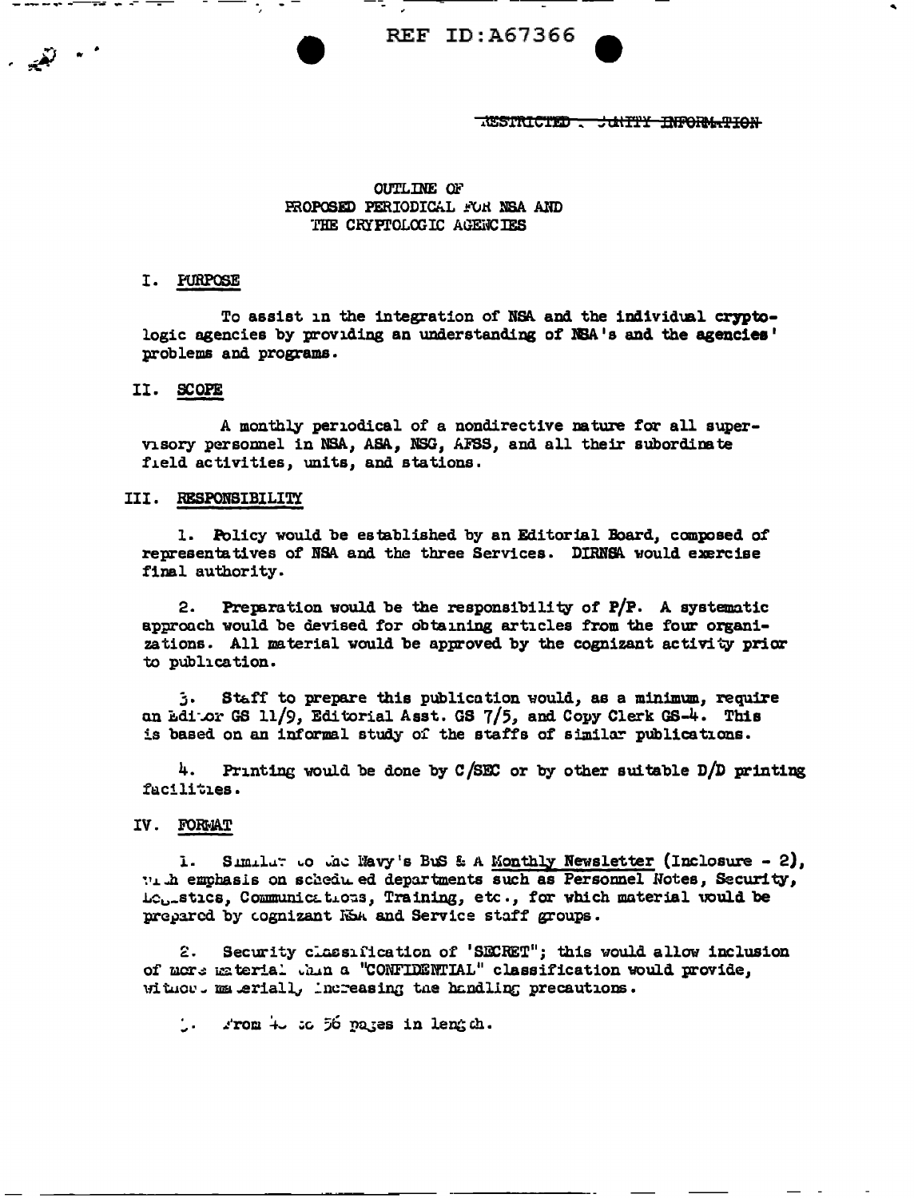REF ID:A67366

RESTRICTED - SECURITY INFORMATION

OUTLINE OF
PROPOSED PERIODICAL FOR NSA AND
THE CRYPTOLOGIC AGENCIES

## I. PURPOSE

To assist in the integration of NSA and the individual cryptologic agencies by providing an understanding of NSA's and the agencies' problems and programs.

## II. SCOPE

A monthly periodical of a nondirective nature for all supervisory personnel in NSA, ASA, NSG, AFSS, and all their subordinate field activities, units, and stations.

## III. RESPONSIBILITY

1. Policy would be established by an Editorial Board, composed of representatives of NSA and the three Services. DIRNSA would exercise final authority.

2. Preparation would be the responsibility of P/P. A systematic approach would be devised for obtaining articles from the four organizations. All material would be approved by the cognizant activity prior to publication.

3. Staff to prepare this publication would, as a minimum, require an Editor GS 11/9, Editorial Asst. GS 7/5, and Copy Clerk GS-4. This is based on an informal study of the staffs of similar publications.

4. Printing would be done by C/SEC or by other suitable D/D printing facilities.

## IV. FORMAT

1. Similar to the Navy's BuS & A Monthly Newsletter (Inclosure - 2), with emphasis on scheduled departments such as Personnel Notes, Security, Logistics, Communications, Training, etc., for which material would be prepared by cognizant NSA and Service staff groups.

2. Security classification of 'SECRET"; this would allow inclusion of more material than a "CONFIDENTIAL" classification would provide, without materially increasing the handling precautions.

3. From 40 to 56 pages in length.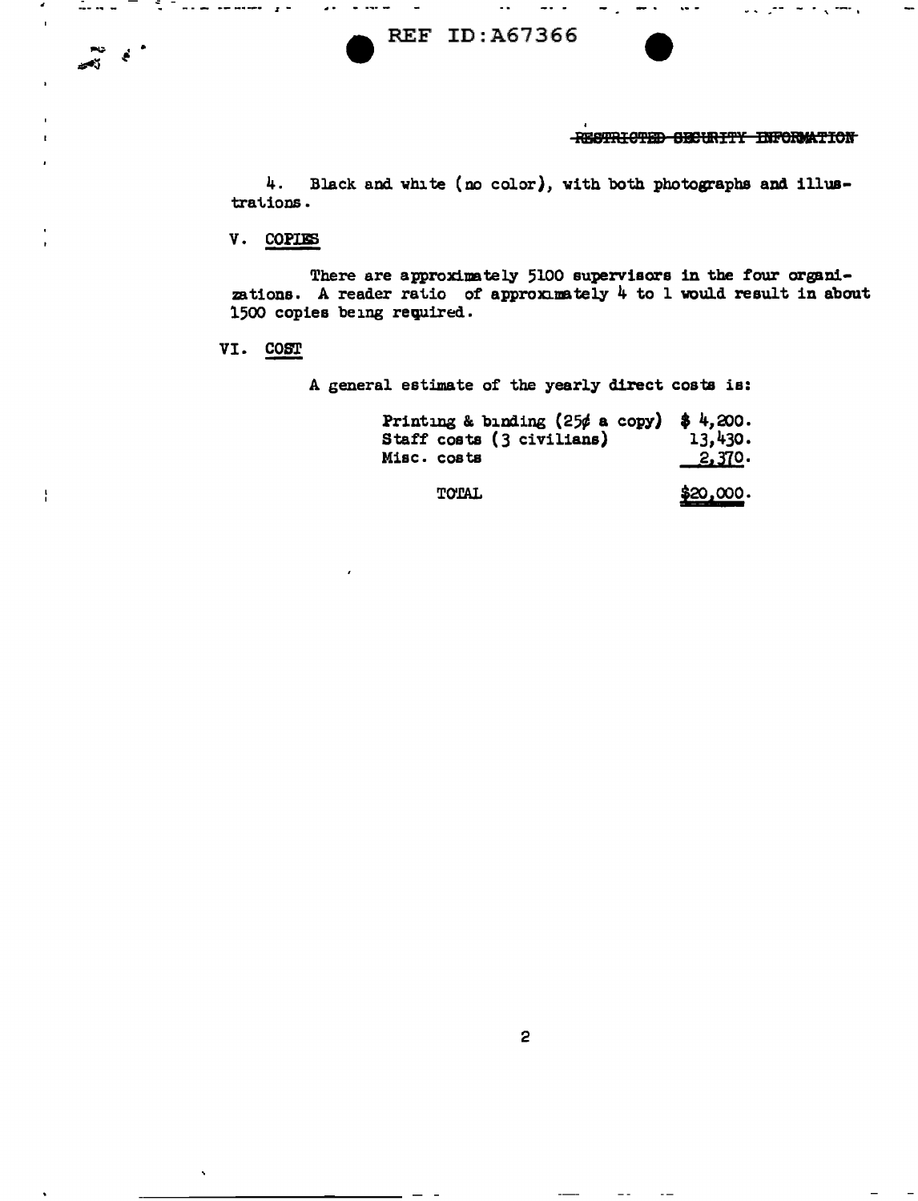~~RESTRICTED SECURITY INFORMATION~~

4. Black and white (no color), with both photographs and illustrations.

## V. COPIES

There are approximately 5100 supervisors in the four organizations. A reader ratio of approximately 4 to 1 would result in about 1500 copies being required.

## VI. COST

A general estimate of the yearly direct costs is:

| | |
|---|---|
| Printing & binding (25¢ a copy) | $ 4,200. |
| Staff costs (3 civilians) | 13,430. |
| Misc. costs | 2,370. |
| TOTAL | $20,000. |